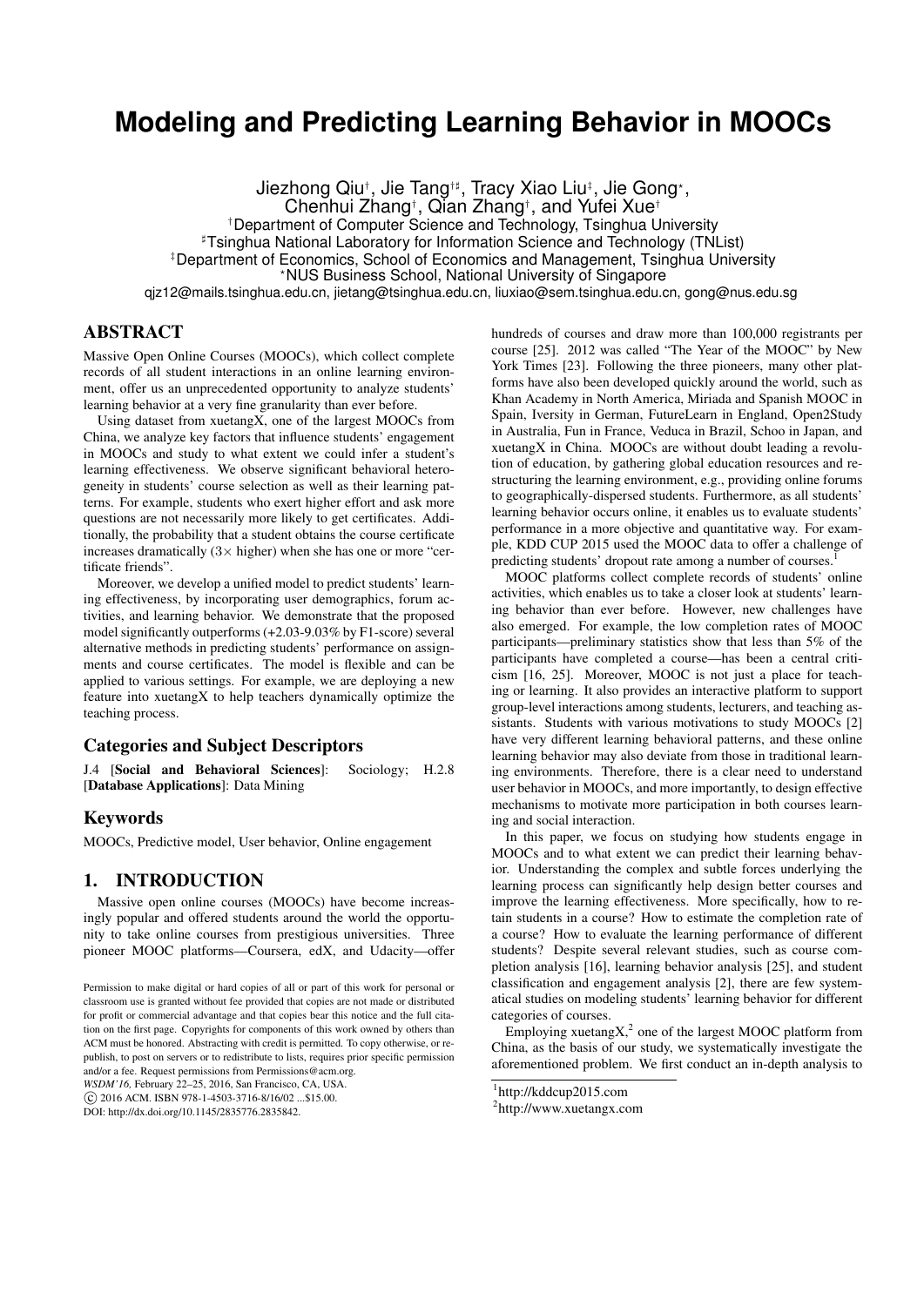# Modeling and Predicting Learning Behavior in MOOCs

Jiezhong Qiu[†], Jie Tang[†♯], Tracy Xiao Liu[‡], Jie Gong[⋆], Chenhui Zhang[†], Qian Zhang[†], and Yufei Xue[†]

[†]Department of Computer Science and Technology, Tsinghua University
[♯]Tsinghua National Laboratory for Information Science and Technology (TNList)
[‡]Department of Economics, School of Economics and Management, Tsinghua University
[⋆]NUS Business School, National University of Singapore

qjz12@mails.tsinghua.edu.cn, jietang@tsinghua.edu.cn, liuxiao@sem.tsinghua.edu.cn, gong@nus.edu.sg

## ABSTRACT

Massive Open Online Courses (MOOCs), which collect complete records of all student interactions in an online learning environment, offer us an unprecedented opportunity to analyze students' learning behavior at a very fine granularity than ever before.

Using dataset from xuetangX, one of the largest MOOCs from China, we analyze key factors that influence students' engagement in MOOCs and study to what extent we could infer a student's learning effectiveness. We observe significant behavioral heterogeneity in students' course selection as well as their learning patterns. For example, students who exert higher effort and ask more questions are not necessarily more likely to get certificates. Additionally, the probability that a student obtains the course certificate increases dramatically ($3\times$ higher) when she has one or more "certificate friends".

Moreover, we develop a unified model to predict students' learning effectiveness, by incorporating user demographics, forum activities, and learning behavior. We demonstrate that the proposed model significantly outperforms (+2.03-9.03% by F1-score) several alternative methods in predicting students' performance on assignments and course certificates. The model is flexible and can be applied to various settings. For example, we are deploying a new feature into xuetangX to help teachers dynamically optimize the teaching process.

## Categories and Subject Descriptors

J.4 [**Social and Behavioral Sciences**]: Sociology; H.2.8 [**Database Applications**]: Data Mining

## Keywords

MOOCs, Predictive model, User behavior, Online engagement

## 1. INTRODUCTION

Massive open online courses (MOOCs) have become increasingly popular and offered students around the world the opportunity to take online courses from prestigious universities. Three pioneer MOOC platforms—Coursera, edX, and Udacity—offer hundreds of courses and draw more than 100,000 registrants per course [25]. 2012 was called "The Year of the MOOC" by New York Times [23]. Following the three pioneers, many other platforms have also been developed quickly around the world, such as Khan Academy in North America, Miriada and Spanish MOOC in Spain, Iversity in German, FutureLearn in England, Open2Study in Australia, Fun in France, Veduca in Brazil, Schoo in Japan, and xuetangX in China. MOOCs are without doubt leading a revolution of education, by gathering global education resources and restructuring the learning environment, e.g., providing online forums to geographically-dispersed students. Furthermore, as all students' learning behavior occurs online, it enables us to evaluate students' performance in a more objective and quantitative way. For example, KDD CUP 2015 used the MOOC data to offer a challenge of predicting students' dropout rate among a number of courses.[1]

MOOC platforms collect complete records of students' online activities, which enables us to take a closer look at students' learning behavior than ever before. However, new challenges have also emerged. For example, the low completion rates of MOOC participants—preliminary statistics show that less than 5% of the participants have completed a course—has been a central criticism [16, 25]. Moreover, MOOC is not just a place for teaching or learning. It also provides an interactive platform to support group-level interactions among students, lecturers, and teaching assistants. Students with various motivations to study MOOCs [2] have very different learning behavioral patterns, and these online learning behavior may also deviate from those in traditional learning environments. Therefore, there is a clear need to understand user behavior in MOOCs, and more importantly, to design effective mechanisms to motivate more participation in both courses learning and social interaction.

In this paper, we focus on studying how students engage in MOOCs and to what extent we can predict their learning behavior. Understanding the complex and subtle forces underlying the learning process can significantly help design better courses and improve the learning effectiveness. More specifically, how to retain students in a course? How to estimate the completion rate of a course? How to evaluate the learning performance of different students? Despite several relevant studies, such as course completion analysis [16], learning behavior analysis [25], and student classification and engagement analysis [2], there are few systematical studies on modeling students' learning behavior for different categories of courses.

Employing xuetangX,[2] one of the largest MOOC platform from China, as the basis of our study, we systematically investigate the aforementioned problem. We first conduct an in-depth analysis to

[1] http://kddcup2015.com

[2] http://www.xuetangx.com

Permission to make digital or hard copies of all or part of this work for personal or classroom use is granted without fee provided that copies are not made or distributed for profit or commercial advantage and that copies bear this notice and the full citation on the first page. Copyrights for components of this work owned by others than ACM must be honored. Abstracting with credit is permitted. To copy otherwise, or republish, to post on servers or to redistribute to lists, requires prior specific permission and/or a fee. Request permissions from Permissions@acm.org.
*WSDM'16,* February 22–25, 2016, San Francisco, CA, USA.
© 2016 ACM. ISBN 978-1-4503-3716-8/16/02 ...$15.00.
DOI: http://dx.doi.org/10.1145/2835776.2835842.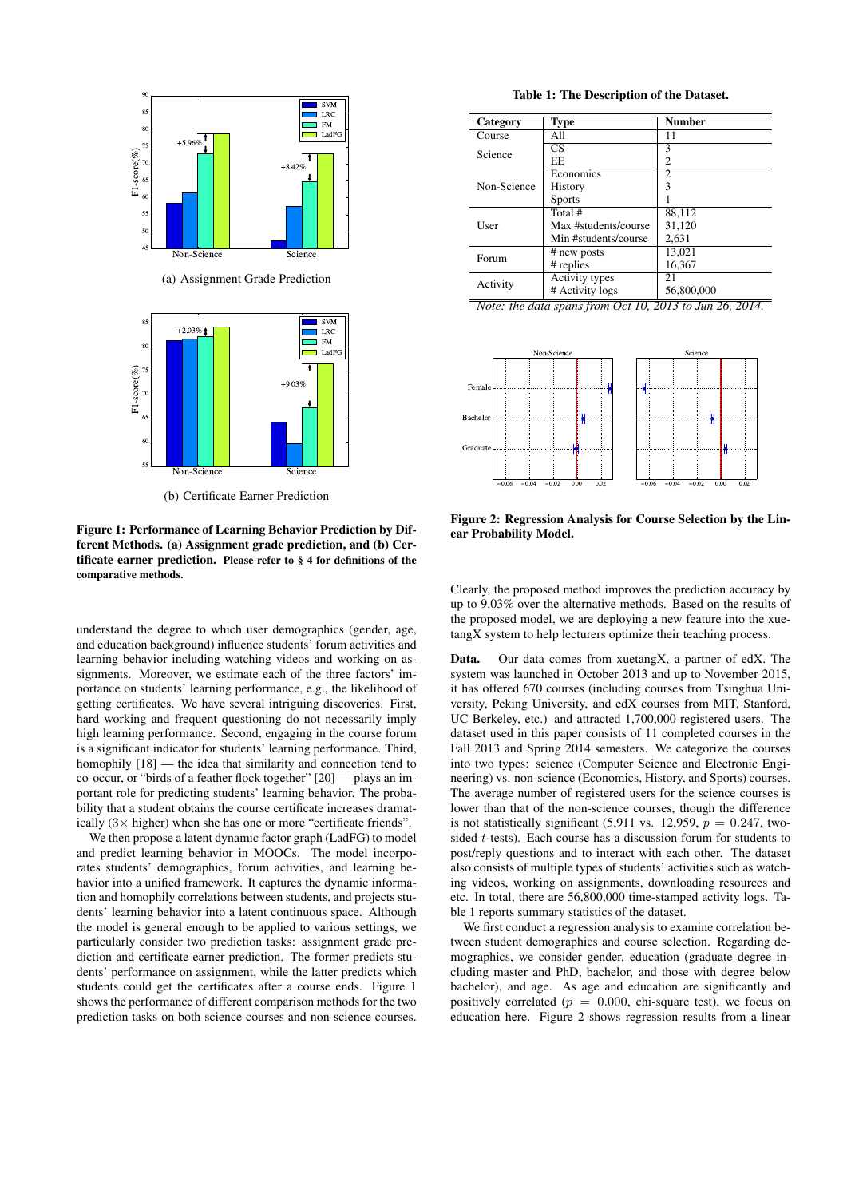(a) Assignment Grade Prediction

(b) Certificate Earner Prediction

**Figure 1: Performance of Learning Behavior Prediction by Different Methods. (a) Assignment grade prediction, and (b) Certificate earner prediction. Please refer to § 4 for definitions of the comparative methods.**

understand the degree to which user demographics (gender, age, and education background) influence students' forum activities and learning behavior including watching videos and working on assignments. Moreover, we estimate each of the three factors' importance on students' learning performance, e.g., the likelihood of getting certificates. We have several intriguing discoveries. First, hard working and frequent questioning do not necessarily imply high learning performance. Second, engaging in the course forum is a significant indicator for students' learning performance. Third, homophily [18] — the idea that similarity and connection tend to co-occur, or "birds of a feather flock together" [20] — plays an important role for predicting students' learning behavior. The probability that a student obtains the course certificate increases dramatically ($3\times$ higher) when she has one or more "certificate friends".

We then propose a latent dynamic factor graph (LadFG) to model and predict learning behavior in MOOCs. The model incorporates students' demographics, forum activities, and learning behavior into a unified framework. It captures the dynamic information and homophily correlations between students, and projects students' learning behavior into a latent continuous space. Although the model is general enough to be applied to various settings, we particularly consider two prediction tasks: assignment grade prediction and certificate earner prediction. The former predicts students' performance on assignment, while the latter predicts which students could get the certificates after a course ends. Figure 1 shows the performance of different comparison methods for the two prediction tasks on both science courses and non-science courses.

**Table 1: The Description of the Dataset.**

| Category | Type | Number |
|---|---|---|
| Course | All | 11 |
| Science | CS | 3 |
| | EE | 2 |
| Non-Science | Economics | 2 |
| | History | 3 |
| | Sports | 1 |
| User | Total # | 88,112 |
| | Max #students/course | 31,120 |
| | Min #students/course | 2,631 |
| Forum | # new posts | 13,021 |
| | # replies | 16,367 |
| Activity | Activity types | 21 |
| | # Activity logs | 56,800,000 |

*Note: the data spans from Oct 10, 2013 to Jun 26, 2014.*

**Figure 2: Regression Analysis for Course Selection by the Linear Probability Model.**

Clearly, the proposed method improves the prediction accuracy by up to 9.03% over the alternative methods. Based on the results of the proposed model, we are deploying a new feature into the xuetangX system to help lecturers optimize their teaching process.

**Data.** Our data comes from xuetangX, a partner of edX. The system was launched in October 2013 and up to November 2015, it has offered 670 courses (including courses from Tsinghua University, Peking University, and edX courses from MIT, Stanford, UC Berkeley, etc.) and attracted 1,700,000 registered users. The dataset used in this paper consists of 11 completed courses in the Fall 2013 and Spring 2014 semesters. We categorize the courses into two types: science (Computer Science and Electronic Engineering) vs. non-science (Economics, History, and Sports) courses. The average number of registered users for the science courses is lower than that of the non-science courses, though the difference is not statistically significant (5,911 vs. 12,959, $p = 0.247$, two-sided $t$-tests). Each course has a discussion forum for students to post/reply questions and to interact with each other. The dataset also consists of multiple types of students' activities such as watching videos, working on assignments, downloading resources and etc. In total, there are 56,800,000 time-stamped activity logs. Table 1 reports summary statistics of the dataset.

We first conduct a regression analysis to examine correlation between student demographics and course selection. Regarding demographics, we consider gender, education (graduate degree including master and PhD, bachelor, and those with degree below bachelor), and age. As age and education are significantly and positively correlated ($p = 0.000$, chi-square test), we focus on education here. Figure 2 shows regression results from a linear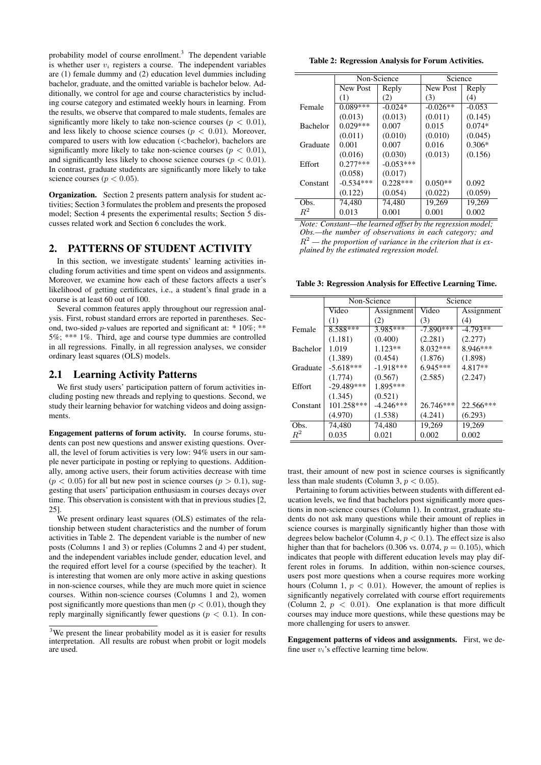probability model of course enrollment.[3] The dependent variable is whether user $v_i$ registers a course. The independent variables are (1) female dummy and (2) education level dummies including bachelor, graduate, and the omitted variable is bachelor below. Additionally, we control for age and course characteristics by including course category and estimated weekly hours in learning. From the results, we observe that compared to male students, females are significantly more likely to take non-science courses ($p < 0.01$), and less likely to choose science courses ($p < 0.01$). Moreover, compared to users with low education (<bachelor), bachelors are significantly more likely to take non-science courses ($p < 0.01$), and significantly less likely to choose science courses ($p < 0.01$). In contrast, graduate students are significantly more likely to take science courses ($p < 0.05$).

**Organization.** Section 2 presents pattern analysis for student activities; Section 3 formulates the problem and presents the proposed model; Section 4 presents the experimental results; Section 5 discusses related work and Section 6 concludes the work.

## 2. PATTERNS OF STUDENT ACTIVITY

In this section, we investigate students' learning activities including forum activities and time spent on videos and assignments. Moreover, we examine how each of these factors affects a user's likelihood of getting certificates, i.e., a student's final grade in a course is at least 60 out of 100.

Several common features apply throughout our regression analysis. First, robust standard errors are reported in parentheses. Second, two-sided $p$-values are reported and significant at: * 10%; ** 5%; *** 1%. Third, age and course type dummies are controlled in all regressions. Finally, in all regression analyses, we consider ordinary least squares (OLS) models.

### 2.1 Learning Activity Patterns

We first study users' participation pattern of forum activities including posting new threads and replying to questions. Second, we study their learning behavior for watching videos and doing assignments.

**Engagement patterns of forum activity.** In course forums, students can post new questions and answer existing questions. Overall, the level of forum activities is very low: 94% users in our sample never participate in posting or replying to questions. Additionally, among active users, their forum activities decrease with time ($p < 0.05$) for all but new post in science courses ($p > 0.1$), suggesting that users' participation enthusiasm in courses decays over time. This observation is consistent with that in previous studies [2, 25].

We present ordinary least squares (OLS) estimates of the relationship between student characteristics and the number of forum activities in Table 2. The dependent variable is the number of new posts (Columns 1 and 3) or replies (Columns 2 and 4) per student, and the independent variables include gender, education level, and the required effort level for a course (specified by the teacher). It is interesting that women are only more active in asking questions in non-science courses, while they are much more quiet in science courses. Within non-science courses (Columns 1 and 2), women post significantly more questions than men ($p < 0.01$), though they reply marginally significantly fewer questions ($p < 0.1$). In contrast, their amount of new post in science courses is significantly less than male students (Column 3, $p < 0.05$).

**Table 2: Regression Analysis for Forum Activities.**

| | Non-Science | | Science | |
|---|---|---|---|---|
| | New Post | Reply | New Post | Reply |
| | (1) | (2) | (3) | (4) |
| Female | 0.089*** | -0.024* | -0.026** | -0.053 |
| | (0.013) | (0.013) | (0.011) | (0.145) |
| Bachelor | 0.029*** | 0.007 | 0.015 | 0.074* |
| | (0.011) | (0.010) | (0.010) | (0.045) |
| Graduate | 0.001 | 0.007 | 0.016 | 0.306* |
| | (0.016) | (0.030) | (0.013) | (0.156) |
| Effort | 0.277*** | -0.053*** | | |
| | (0.058) | (0.017) | | |
| Constant | -0.534*** | 0.228*** | 0.050** | 0.092 |
| | (0.122) | (0.054) | (0.022) | (0.059) |
| Obs. | 74,480 | 74,480 | 19,269 | 19,269 |
| $R^2$ | 0.013 | 0.001 | 0.001 | 0.002 |

*Note: Constant—the learned offset by the regression model; Obs.—the number of observations in each category; and $R^2$ — the proportion of variance in the criterion that is explained by the estimated regression model.*

**Table 3: Regression Analysis for Effective Learning Time.**

| | Non-Science | | Science | |
|---|---|---|---|---|
| | Video | Assignment | Video | Assignment |
| | (1) | (2) | (3) | (4) |
| Female | 8.588*** | 3.985*** | -7.890*** | -4.793** |
| | (1.181) | (0.400) | (2.281) | (2.277) |
| Bachelor | 1.019 | 1.123** | 8.032*** | 8.946*** |
| | (1.389) | (0.454) | (1.876) | (1.898) |
| Graduate | -5.618*** | -1.918*** | 6.945*** | 4.817** |
| | (1.774) | (0.567) | (2.585) | (2.247) |
| Effort | -29.489*** | 1.895*** | | |
| | (1.345) | (0.521) | | |
| Constant | 101.258*** | -4.246*** | 26.746*** | 22.566*** |
| | (4.970) | (1.538) | (4.241) | (6.293) |
| Obs. | 74,480 | 74,480 | 19,269 | 19,269 |
| $R^2$ | 0.035 | 0.021 | 0.002 | 0.002 |

Pertaining to forum activities between students with different education levels, we find that bachelors post significantly more questions in non-science courses (Column 1). In contrast, graduate students do not ask many questions while their amount of replies in science courses is marginally significantly higher than those with degrees below bachelor (Column 4, $p < 0.1$). The effect size is also higher than that for bachelors (0.306 vs. 0.074, $p = 0.105$), which indicates that people with different education levels may play different roles in forums. In addition, within non-science courses, users post more questions when a course requires more working hours (Column 1, $p < 0.01$). However, the amount of replies is significantly negatively correlated with course effort requirements (Column 2, $p < 0.01$). One explanation is that more difficult courses may induce more questions, while these questions may be more challenging for users to answer.

**Engagement patterns of videos and assignments.** First, we define user $v_i$'s effective learning time below.

[3] We present the linear probability model as it is easier for results interpretation. All results are robust when probit or logit models are used.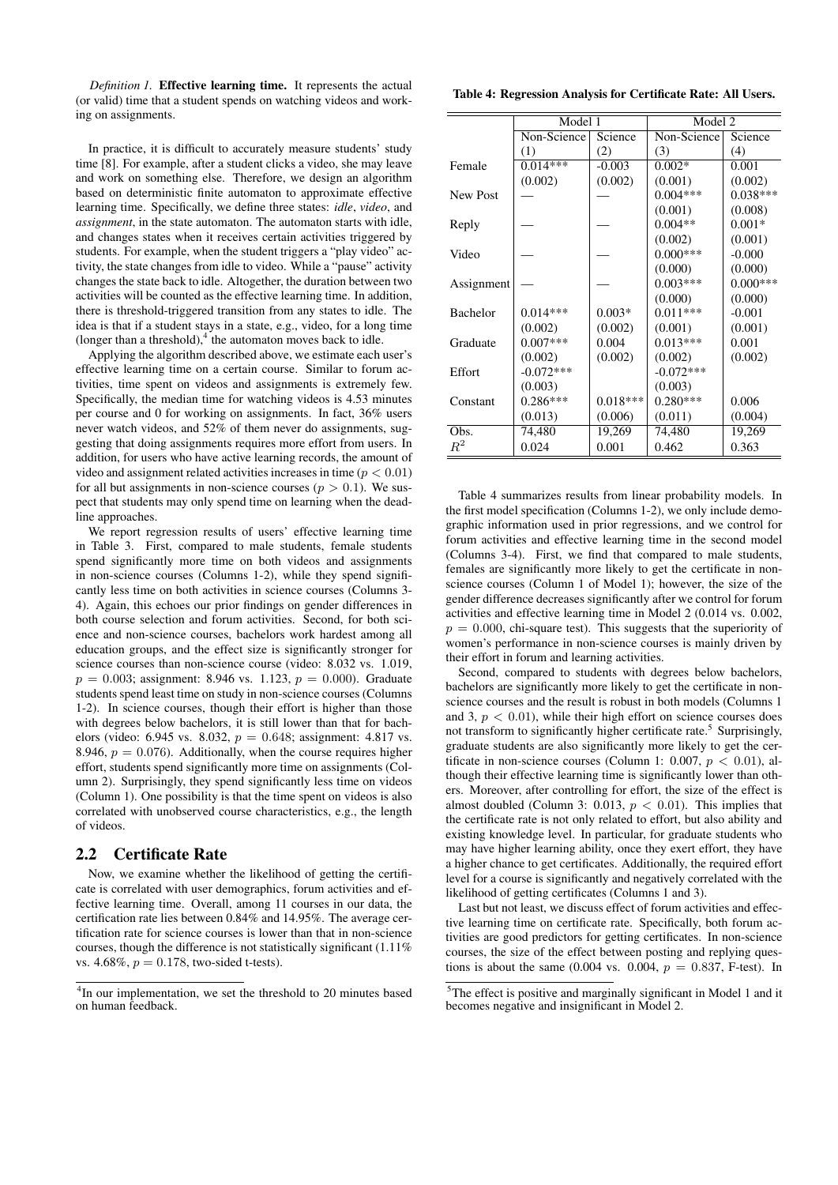*Definition 1.* **Effective learning time.** It represents the actual (or valid) time that a student spends on watching videos and working on assignments.

In practice, it is difficult to accurately measure students' study time [8]. For example, after a student clicks a video, she may leave and work on something else. Therefore, we design an algorithm based on deterministic finite automaton to approximate effective learning time. Specifically, we define three states: *idle*, *video*, and *assignment*, in the state automaton. The automaton starts with idle, and changes states when it receives certain activities triggered by students. For example, when the student triggers a "play video" activity, the state changes from idle to video. While a "pause" activity changes the state back to idle. Altogether, the duration between two activities will be counted as the effective learning time. In addition, there is threshold-triggered transition from any states to idle. The idea is that if a student stays in a state, e.g., video, for a long time (longer than a threshold),[4] the automaton moves back to idle.

Applying the algorithm described above, we estimate each user's effective learning time on a certain course. Similar to forum activities, time spent on videos and assignments is extremely few. Specifically, the median time for watching videos is 4.53 minutes per course and 0 for working on assignments. In fact, 36% users never watch videos, and 52% of them never do assignments, suggesting that doing assignments requires more effort from users. In addition, for users who have active learning records, the amount of video and assignment related activities increases in time ($p < 0.01$) for all but assignments in non-science courses ($p > 0.1$). We suspect that students may only spend time on learning when the deadline approaches.

We report regression results of users' effective learning time in Table 3. First, compared to male students, female students spend significantly more time on both videos and assignments in non-science courses (Columns 1-2), while they spend significantly less time on both activities in science courses (Columns 3-4). Again, this echoes our prior findings on gender differences in both course selection and forum activities. Second, for both science and non-science courses, bachelors work hardest among all education groups, and the effect size is significantly stronger for science courses than non-science course (video: 8.032 vs. 1.019, $p = 0.003$; assignment: 8.946 vs. 1.123, $p = 0.000$). Graduate students spend least time on study in non-science courses (Columns 1-2). In science courses, though their effort is higher than those with degrees below bachelors, it is still lower than that for bachelors (video: 6.945 vs. 8.032, $p = 0.648$; assignment: 4.817 vs. 8.946, $p = 0.076$). Additionally, when the course requires higher effort, students spend significantly more time on assignments (Column 2). Surprisingly, they spend significantly less time on videos (Column 1). One possibility is that the time spent on videos is also correlated with unobserved course characteristics, e.g., the length of videos.

## 2.2 Certificate Rate

Now, we examine whether the likelihood of getting the certificate is correlated with user demographics, forum activities and effective learning time. Overall, among 11 courses in our data, the certification rate lies between 0.84% and 14.95%. The average certification rate for science courses is lower than that in non-science courses, though the difference is not statistically significant (1.11% vs. 4.68%, $p = 0.178$, two-sided t-tests).

[4] In our implementation, we set the threshold to 20 minutes based on human feedback.

**Table 4: Regression Analysis for Certificate Rate: All Users.**

| | Model 1 | | Model 2 | |
|---|---|---|---|---|
| | Non-Science | Science | Non-Science | Science |
| | (1) | (2) | (3) | (4) |
| Female | 0.014*** | -0.003 | 0.002* | 0.001 |
| | (0.002) | (0.002) | (0.001) | (0.002) |
| New Post | — | — | 0.004*** | 0.038*** |
| | | | (0.001) | (0.008) |
| Reply | — | — | 0.004** | 0.001* |
| | | | (0.002) | (0.001) |
| Video | — | — | 0.000*** | -0.000 |
| | | | (0.000) | (0.000) |
| Assignment | — | — | 0.003*** | 0.000*** |
| | | | (0.000) | (0.000) |
| Bachelor | 0.014*** | 0.003* | 0.011*** | -0.001 |
| | (0.002) | (0.002) | (0.001) | (0.001) |
| Graduate | 0.007*** | 0.004 | 0.013*** | 0.001 |
| | (0.002) | (0.002) | (0.002) | (0.002) |
| Effort | -0.072*** | | -0.072*** | |
| | (0.003) | | (0.003) | |
| Constant | 0.286*** | 0.018*** | 0.280*** | 0.006 |
| | (0.013) | (0.006) | (0.011) | (0.004) |
| Obs. | 74,480 | 19,269 | 74,480 | 19,269 |
| $R^2$ | 0.024 | 0.001 | 0.462 | 0.363 |

Table 4 summarizes results from linear probability models. In the first model specification (Columns 1-2), we only include demographic information used in prior regressions, and we control for forum activities and effective learning time in the second model (Columns 3-4). First, we find that compared to male students, females are significantly more likely to get the certificate in non-science courses (Column 1 of Model 1); however, the size of the gender difference decreases significantly after we control for forum activities and effective learning time in Model 2 (0.014 vs. 0.002, $p = 0.000$, chi-square test). This suggests that the superiority of women's performance in non-science courses is mainly driven by their effort in forum and learning activities.

Second, compared to students with degrees below bachelors, bachelors are significantly more likely to get the certificate in non-science courses and the result is robust in both models (Columns 1 and 3, $p < 0.01$), while their high effort on science courses does not transform to significantly higher certificate rate.[5] Surprisingly, graduate students are also significantly more likely to get the certificate in non-science courses (Column 1: 0.007, $p < 0.01$), although their effective learning time is significantly lower than others. Moreover, after controlling for effort, the size of the effect is almost doubled (Column 3: 0.013, $p < 0.01$). This implies that the certificate rate is not only related to effort, but also ability and existing knowledge level. In particular, for graduate students who may have higher learning ability, once they exert effort, they have a higher chance to get certificates. Additionally, the required effort level for a course is significantly and negatively correlated with the likelihood of getting certificates (Columns 1 and 3).

Last but not least, we discuss effect of forum activities and effective learning time on certificate rate. Specifically, both forum activities are good predictors for getting certificates. In non-science courses, the size of the effect between posting and replying questions is about the same (0.004 vs. 0.004, $p = 0.837$, F-test). In

[5] The effect is positive and marginally significant in Model 1 and it becomes negative and insignificant in Model 2.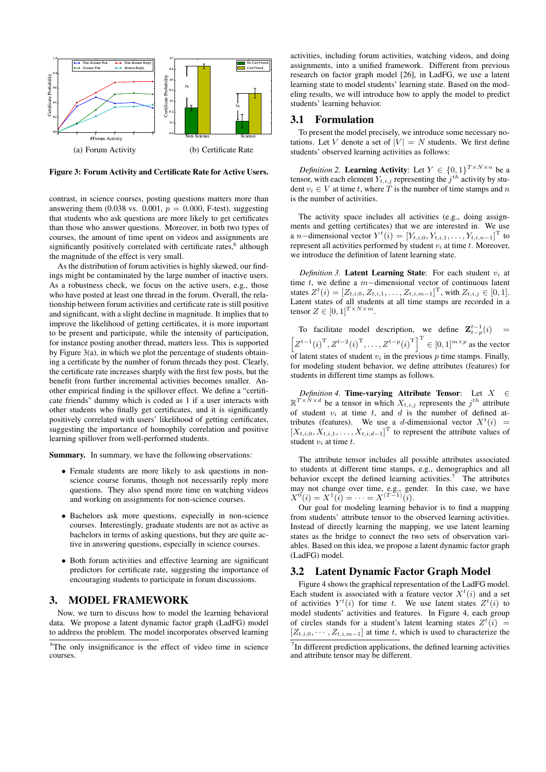(a) Forum Activity (b) Certificate Rate

**Figure 3: Forum Activity and Certificate Rate for Active Users.**

contrast, in science courses, posting questions matters more than answering them (0.038 vs. 0.001, $p = 0.000$, F-test), suggesting that students who ask questions are more likely to get certificates than those who answer questions. Moreover, in both two types of courses, the amount of time spent on videos and assignments are significantly positively correlated with certificate rates,[6] although the magnitude of the effect is very small.

As the distribution of forum activities is highly skewed, our findings might be contaminated by the large number of inactive users. As a robustness check, we focus on the active users, e.g., those who have posted at least one thread in the forum. Overall, the relationship between forum activities and certificate rate is still positive and significant, with a slight decline in magnitude. It implies that to improve the likelihood of getting certificates, it is more important to be present and participate, while the intensity of participation, for instance posting another thread, matters less. This is supported by Figure 3(a), in which we plot the percentage of students obtaining a certificate by the number of forum threads they post. Clearly, the certificate rate increases sharply with the first few posts, but the benefit from further incremental activities becomes smaller. Another empirical finding is the spillover effect. We define a "certificate friends" dummy which is coded as 1 if a user interacts with other students who finally get certificates, and it is significantly positively correlated with users' likelihood of getting certificates, suggesting the importance of homophily correlation and positive learning spillover from well-performed students.

**Summary.** In summary, we have the following observations:

- Female students are more likely to ask questions in non-science course forums, though not necessarily reply more questions. They also spend more time on watching videos and working on assignments for non-science courses.
- Bachelors ask more questions, especially in non-science courses. Interestingly, graduate students are not as active as bachelors in terms of asking questions, but they are quite active in answering questions, especially in science courses.
- Both forum activities and effective learning are significant predictors for certificate rate, suggesting the importance of encouraging students to participate in forum discussions.

## 3. MODEL FRAMEWORK

Now, we turn to discuss how to model the learning behavioral data. We propose a latent dynamic factor graph (LadFG) model to address the problem. The model incorporates observed learning activities, including forum activities, watching videos, and doing assignments, into a unified framework. Different from previous research on factor graph model [26], in LadFG, we use a latent learning state to model students' learning state. Based on the modeling results, we will introduce how to apply the model to predict students' learning behavior.

### 3.1 Formulation

To present the model precisely, we introduce some necessary notations. Let $V$ denote a set of $|V| = N$ students. We first define students' observed learning activities as follows:

*Definition 2.* **Learning Activity**: Let $Y \in \{0,1\}^{T \times N \times n}$ be a tensor, with each element $Y_{t,i,j}$ representing the $j^{th}$ activity by student $v_i \in V$ at time $t$, where $T$ is the number of time stamps and $n$ is the number of activities.

The activity space includes all activities (e.g., doing assignments and getting certificates) that we are interested in. We use a $n-$dimensional vector $Y^t(i) = [Y_{t,i,0}, Y_{t,i,1}, \ldots, Y_{t,i,n-1}]^{\mathrm{T}}$ to represent all activities performed by student $v_i$ at time $t$. Moreover, we introduce the definition of latent learning state.

*Definition 3.* **Latent Learning State**: For each student $v_i$ at time $t$, we define a $m-$dimensional vector of continuous latent states $Z^t(i) = [Z_{t,i,0}, Z_{t,i,1}, \ldots, Z_{t,i,m-1}]^{\mathrm{T}}$, with $Z_{t,i,j} \in [0,1]$. Latent states of all students at all time stamps are recorded in a tensor $Z \in [0,1]^{T \times N \times m}$.

To facilitate model description, we define $\mathbf{Z}_{t-p}^{t-1}(i) = \left[Z^{t-1}(i)^{\mathrm{T}}, Z^{t-2}(i)^{\mathrm{T}}, \ldots, Z^{t-p}(i)^{\mathrm{T}}\right]^{\mathrm{T}} \in [0,1]^{m \times p}$ as the vector of latent states of student $v_i$ in the previous $p$ time stamps. Finally, for modeling student behavior, we define attributes (features) for students in different time stamps as follows.

*Definition 4.* **Time-varying Attribute Tensor**: Let $X \in \mathbb{R}^{T \times N \times d}$ be a tensor in which $X_{t,i,j}$ represents the $j^{th}$ attribute of student $v_i$ at time $t$, and $d$ is the number of defined attributes (features). We use a $d$-dimensional vector $X^t(i) = [X_{t,i,0}, X_{t,i,1}, \ldots, X_{t,i,d-1}]^{\mathrm{T}}$ to represent the attribute values of student $v_i$ at time $t$.

The attribute tensor includes all possible attributes associated to students at different time stamps, e.g., demographics and all behavior except the defined learning activities.[7] The attributes may not change over time, e.g., gender. In this case, we have $X^0(i) = X^1(i) = \cdots = X^{(T-1)}(i)$.

Our goal for modeling learning behavior is to find a mapping from students' attribute tensor to the observed learning activities. Instead of directly learning the mapping, we use latent learning states as the bridge to connect the two sets of observation variables. Based on this idea, we propose a latent dynamic factor graph (LadFG) model.

### 3.2 Latent Dynamic Factor Graph Model

Figure 4 shows the graphical representation of the LadFG model. Each student is associated with a feature vector $X^t(i)$ and a set of activities $Y^t(i)$ for time $t$. We use latent states $Z^t(i)$ to model students' activities and features. In Figure 4, each group of circles stands for a student's latent learning states $Z^t(i) = [Z_{t,i,0}, \cdots, Z_{t,i,m-1}]$ at time $t$, which is used to characterize the

[6] The only insignificance is the effect of video time in science courses.

[7] In different prediction applications, the defined learning activities and attribute tensor may be different.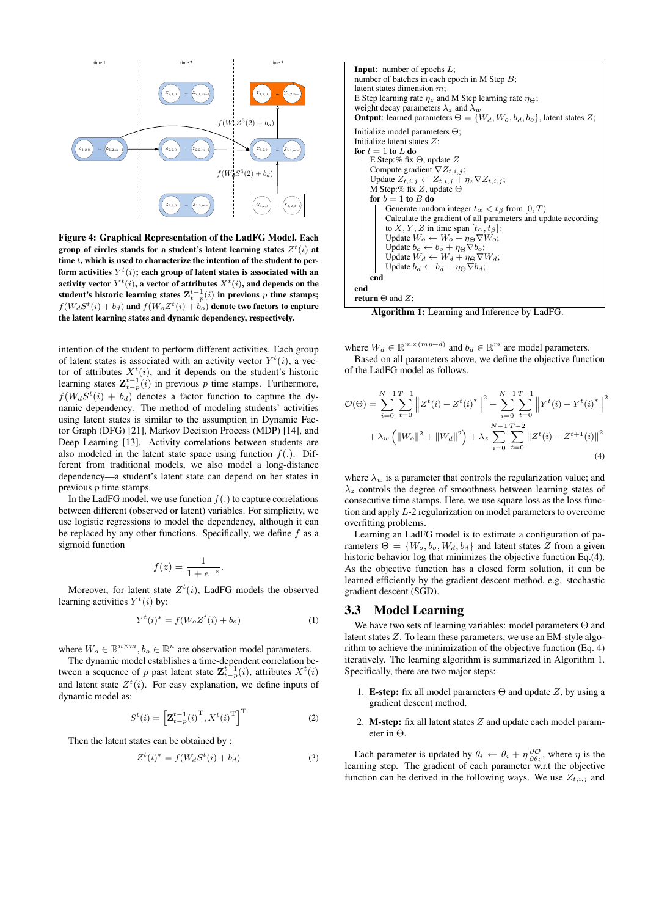**Figure 4: Graphical Representation of the LadFG Model. Each group of circles stands for a student's latent learning states $Z^t(i)$ at time $t$, which is used to characterize the intention of the student to perform activities $Y^t(i)$; each group of latent states is associated with an activity vector $Y^t(i)$, a vector of attributes $X^t(i)$, and depends on the student's historic learning states $\mathbf{Z}_{t-p}^{t-1}(i)$ in previous $p$ time stamps; $f(W_d S^t(i) + b_d)$ and $f(W_o Z^t(i) + b_o)$ denote two factors to capture the latent learning states and dynamic dependency, respectively.**

intention of the student to perform different activities. Each group of latent states is associated with an activity vector $Y^t(i)$, a vector of attributes $X^t(i)$, and it depends on the student's historic learning states $\mathbf{Z}_{t-p}^{t-1}(i)$ in previous $p$ time stamps. Furthermore, $f(W_d S^t(i) + b_d)$ denotes a factor function to capture the dynamic dependency. The method of modeling students' activities using latent states is similar to the assumption in Dynamic Factor Graph (DFG) [21], Markov Decision Process (MDP) [14], and Deep Learning [13]. Activity correlations between students are also modeled in the latent state space using function $f(.)$. Different from traditional models, we also model a long-distance dependency—a student's latent state can depend on her states in previous $p$ time stamps.

In the LadFG model, we use function $f(.)$ to capture correlations between different (observed or latent) variables. For simplicity, we use logistic regressions to model the dependency, although it can be replaced by any other functions. Specifically, we define $f$ as a sigmoid function

$$f(z) = \frac{1}{1+e^{-z}}.$$

Moreover, for latent state $Z^t(i)$, LadFG models the observed learning activities $Y^t(i)$ by:

$$Y^t(i)^* = f(W_o Z^t(i) + b_o) \tag{1}$$

where $W_o \in \mathbb{R}^{n \times m}, b_o \in \mathbb{R}^n$ are observation model parameters.

The dynamic model establishes a time-dependent correlation between a sequence of $p$ past latent state $\mathbf{Z}_{t-p}^{t-1}(i)$, attributes $X^t(i)$ and latent state $Z^t(i)$. For easy explanation, we define inputs of dynamic model as:

$$S^t(i) = \left[\mathbf{Z}_{t-p}^{t-1}(i)^{\mathrm{T}}, X^t(i)^{\mathrm{T}}\right]^{\mathrm{T}} \tag{2}$$

Then the latent states can be obtained by :

$$Z^t(i)^* = f(W_d S^t(i) + b_d) \tag{3}$$

---

**Input**: number of epochs $L$;
number of batches in each epoch in M Step $B$;
latent states dimension $m$;
E Step learning rate $\eta_z$ and M Step learning rate $\eta_\Theta$;
weight decay parameters $\lambda_z$ and $\lambda_w$
**Output**: learned parameters $\Theta = \{W_d, W_o, b_d, b_o\}$, latent states $Z$;

```
Initialize model parameters Θ;
Initialize latent states Z;
for l = 1 to L do
    E Step:% fix Θ, update Z
    Compute gradient ∇Z_{t,i,j};
    Update Z_{t,i,j} ← Z_{t,i,j} + η_z ∇Z_{t,i,j};
    M Step:% fix Z, update Θ
    for b = 1 to B do
        Generate random integer t_α < t_β from [0, T)
        Calculate the gradient of all parameters and update according
        to X, Y, Z in time span [t_α, t_β]:
        Update W_o ← W_o + η_Θ ∇W_o;
        Update b_o ← b_o + η_Θ ∇b_o;
        Update W_d ← W_d + η_Θ ∇W_d;
        Update b_d ← b_d + η_Θ ∇b_d;
    end
end
return Θ and Z;
```

**Algorithm 1:** Learning and Inference by LadFG.

---

where $W_d \in \mathbb{R}^{m \times (mp+d)}$ and $b_d \in \mathbb{R}^m$ are model parameters.

Based on all parameters above, we define the objective function of the LadFG model as follows.

$$\mathcal{O}(\Theta) = \sum_{i=0}^{N-1}\sum_{t=0}^{T-1}\left\|Z^t(i) - Z^t(i)^*\right\|^2 + \sum_{i=0}^{N-1}\sum_{t=0}^{T-1}\left\|Y^t(i) - Y^t(i)^*\right\|^2 + \lambda_w\left(\|W_o\|^2 + \|W_d\|^2\right) + \lambda_z \sum_{i=0}^{N-1}\sum_{t=0}^{T-2}\|Z^t(i) - Z^{t+1}(i)\|^2 \tag{4}$$

where $\lambda_w$ is a parameter that controls the regularization value; and $\lambda_z$ controls the degree of smoothness between learning states of consecutive time stamps. Here, we use square loss as the loss function and apply $L$-2 regularization on model parameters to overcome overfitting problems.

Learning an LadFG model is to estimate a configuration of parameters $\Theta = \{W_o, b_o, W_d, b_d\}$ and latent states $Z$ from a given historic behavior log that minimizes the objective function Eq.(4). As the objective function has a closed form solution, it can be learned efficiently by the gradient descent method, e.g. stochastic gradient descent (SGD).

## 3.3 Model Learning

We have two sets of learning variables: model parameters $\Theta$ and latent states $Z$. To learn these parameters, we use an EM-style algorithm to achieve the minimization of the objective function (Eq. 4) iteratively. The learning algorithm is summarized in Algorithm 1. Specifically, there are two major steps:

1. **E-step:** fix all model parameters $\Theta$ and update $Z$, by using a gradient descent method.
2. **M-step:** fix all latent states $Z$ and update each model parameter in $\Theta$.

Each parameter is updated by $\theta_i \leftarrow \theta_i + \eta\frac{\partial \mathcal{O}}{\partial \theta_i}$, where $\eta$ is the learning step. The gradient of each parameter w.r.t the objective function can be derived in the following ways. We use $Z_{t,i,j}$ and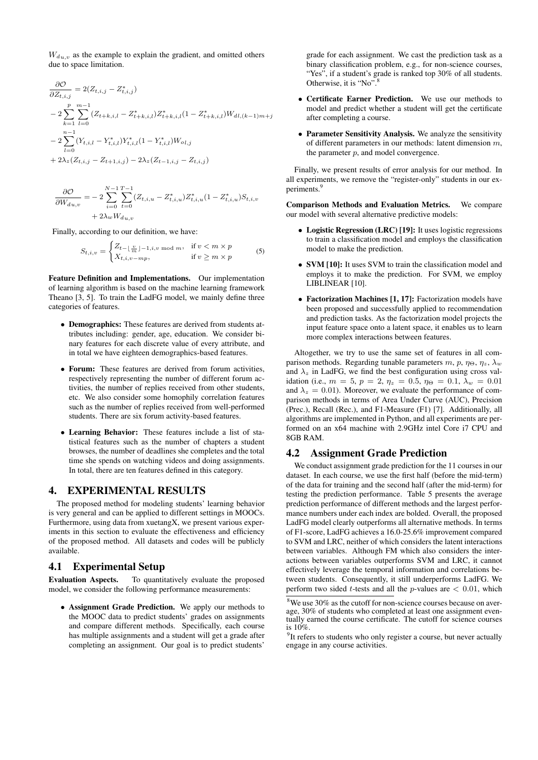$W_{du,v}$ as the example to explain the gradient, and omitted others due to space limitation.

$$
\begin{aligned}
\frac{\partial \mathcal{O}}{\partial Z_{t,i,j}} &= 2(Z_{t,i,j} - Z^*_{t,i,j}) \\
&- 2\sum_{k=1}^{p}\sum_{l=0}^{m-1}(Z_{t+k,i,l} - Z^*_{t+k,i,l})Z^*_{t+k,i,l}(1 - Z^*_{t+k,i,l})W_{dl,(k-1)m+j} \\
&- 2\sum_{l=0}^{n-1}(Y_{t,i,l} - Y^*_{t,i,l})Y^*_{t,i,l}(1 - Y^*_{t,i,l})W_{ol,j} \\
&+ 2\lambda_z(Z_{t,i,j} - Z_{t+1,i,j}) - 2\lambda_z(Z_{t-1,i,j} - Z_{t,i,j})
\end{aligned}
$$

$$
\begin{aligned}
\frac{\partial \mathcal{O}}{\partial W_{du,v}} = &- 2\sum_{i=0}^{N-1}\sum_{t=0}^{T-1}(Z_{t,i,u} - Z^*_{t,i,u})Z^*_{t,i,u}(1 - Z^*_{t,i,u})S_{t,i,v} \\
&+ 2\lambda_w W_{du,v}
\end{aligned}
$$

Finally, according to our definition, we have:

$$
S_{t,i,v} = \begin{cases} Z_{t-\lfloor \frac{v}{m} \rfloor -1, i, v \bmod m}, & \text{if } v < m \times p \\ X_{t,i,v-mp}, & \text{if } v \geq m \times p \end{cases} \tag{5}
$$

**Feature Definition and Implementations.** Our implementation of learning algorithm is based on the machine learning framework Theano [3, 5]. To train the LadFG model, we mainly define three categories of features.

- **Demographics:** These features are derived from students attributes including: gender, age, education. We consider binary features for each discrete value of every attribute, and in total we have eighteen demographics-based features.
- **Forum:** These features are derived from forum activities, respectively representing the number of different forum activities, the number of replies received from other students, etc. We also consider some homophily correlation features such as the number of replies received from well-performed students. There are six forum activity-based features.
- **Learning Behavior:** These features include a list of statistical features such as the number of chapters a student browses, the number of deadlines she completes and the total time she spends on watching videos and doing assignments. In total, there are ten features defined in this category.

# 4. EXPERIMENTAL RESULTS

The proposed method for modeling students' learning behavior is very general and can be applied to different settings in MOOCs. Furthermore, using data from xuetangX, we present various experiments in this section to evaluate the effectiveness and efficiency of the proposed method. All datasets and codes will be publicly available.

## 4.1 Experimental Setup

**Evaluation Aspects.** To quantitatively evaluate the proposed model, we consider the following performance measurements:

- **Assignment Grade Prediction.** We apply our methods to the MOOC data to predict students' grades on assignments and compare different methods. Specifically, each course has multiple assignments and a student will get a grade after completing an assignment. Our goal is to predict students' grade for each assignment. We cast the prediction task as a binary classification problem, e.g., for non-science courses, "Yes", if a student's grade is ranked top 30% of all students. Otherwise, it is "No".[8]
- **Certificate Earner Prediction.** We use our methods to model and predict whether a student will get the certificate after completing a course.
- **Parameter Sensitivity Analysis.** We analyze the sensitivity of different parameters in our methods: latent dimension $m$, the parameter $p$, and model convergence.

Finally, we present results of error analysis for our method. In all experiments, we remove the "register-only" students in our experiments.[9]

**Comparison Methods and Evaluation Metrics.** We compare our model with several alternative predictive models:

- **Logistic Regression (LRC) [19]:** It uses logistic regressions to train a classification model and employs the classification model to make the prediction.
- **SVM [10]:** It uses SVM to train the classification model and employs it to make the prediction. For SVM, we employ LIBLINEAR [10].
- **Factorization Machines [1, 17]:** Factorization models have been proposed and successfully applied to recommendation and prediction tasks. As the factorization model projects the input feature space onto a latent space, it enables us to learn more complex interactions between features.

Altogether, we try to use the same set of features in all comparison methods. Regarding tunable parameters $m$, $p$, $\eta_\Theta$, $\eta_z$, $\lambda_w$ and $\lambda_z$ in LadFG, we find the best configuration using cross validation (i.e., $m = 5$, $p = 2$, $\eta_z = 0.5$, $\eta_\Theta = 0.1$, $\lambda_w = 0.01$ and $\lambda_z = 0.01$). Moreover, we evaluate the performance of comparison methods in terms of Area Under Curve (AUC), Precision (Prec.), Recall (Rec.), and F1-Measure (F1) [7]. Additionally, all algorithms are implemented in Python, and all experiments are performed on an x64 machine with 2.9GHz intel Core i7 CPU and 8GB RAM.

## 4.2 Assignment Grade Prediction

We conduct assignment grade prediction for the 11 courses in our dataset. In each course, we use the first half (before the mid-term) of the data for training and the second half (after the mid-term) for testing the prediction performance. Table 5 presents the average prediction performance of different methods and the largest performance numbers under each index are bolded. Overall, the proposed LadFG model clearly outperforms all alternative methods. In terms of F1-score, LadFG achieves a 16.0-25.6% improvement compared to SVM and LRC, neither of which considers the latent interactions between variables. Although FM which also considers the interactions between variables outperforms SVM and LRC, it cannot effectively leverage the temporal information and correlations between students. Consequently, it still underperforms LadFG. We perform two sided $t$-tests and all the $p$-values are $< 0.01$, which

[8] We use 30% as the cutoff for non-science courses because on average, 30% of students who completed at least one assignment eventually earned the course certificate. The cutoff for science courses is 10%.

[9] It refers to students who only register a course, but never actually engage in any course activities.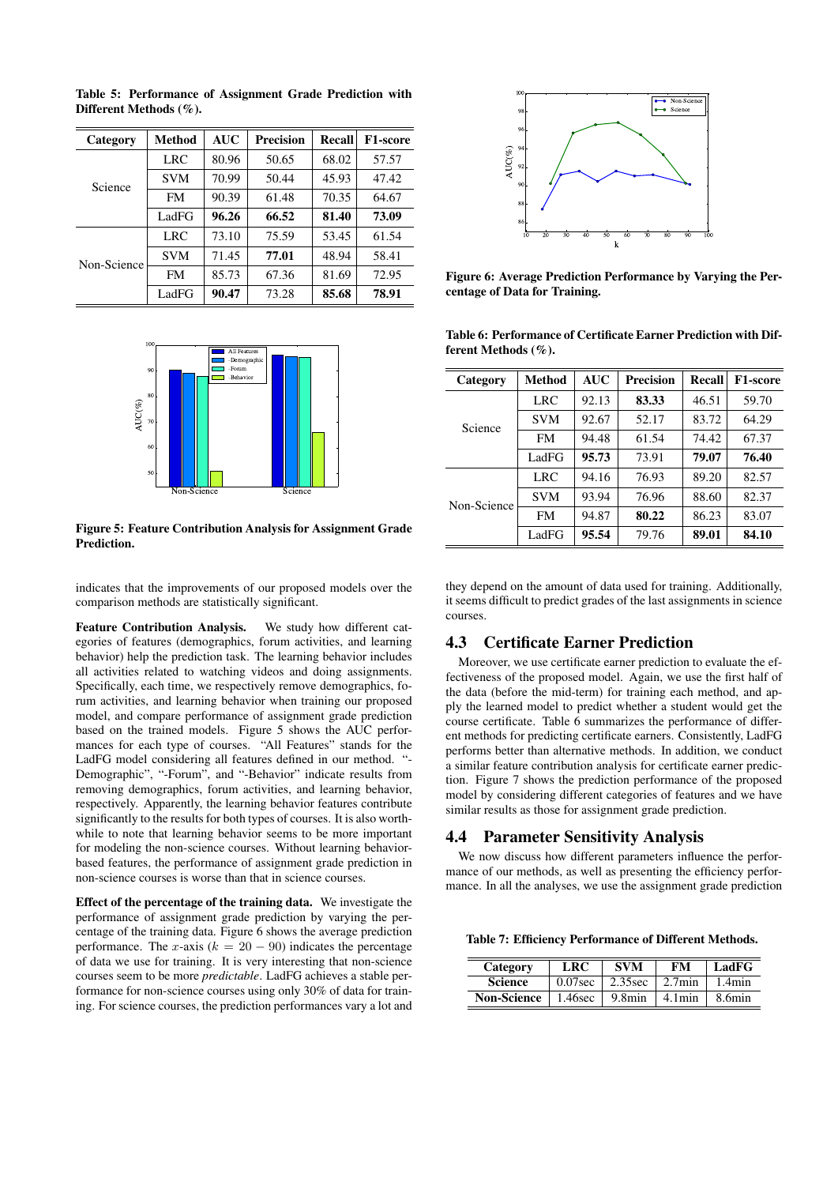Table 5: Performance of Assignment Grade Prediction with Different Methods (%).

| Category | Method | AUC | Precision | Recall | F1-score |
|---|---|---|---|---|---|
| Science | LRC | 80.96 | 50.65 | 68.02 | 57.57 |
| | SVM | 70.99 | 50.44 | 45.93 | 47.42 |
| | FM | 90.39 | 61.48 | 70.35 | 64.67 |
| | LadFG | **96.26** | **66.52** | **81.40** | **73.09** |
| Non-Science | LRC | 73.10 | 75.59 | 53.45 | 61.54 |
| | SVM | 71.45 | **77.01** | 48.94 | 58.41 |
| | FM | 85.73 | 67.36 | 81.69 | 72.95 |
| | LadFG | **90.47** | 73.28 | **85.68** | **78.91** |

**Figure 5: Feature Contribution Analysis for Assignment Grade Prediction.**

indicates that the improvements of our proposed models over the comparison methods are statistically significant.

**Feature Contribution Analysis.** We study how different categories of features (demographics, forum activities, and learning behavior) help the prediction task. The learning behavior includes all activities related to watching videos and doing assignments. Specifically, each time, we respectively remove demographics, forum activities, and learning behavior when training our proposed model, and compare performance of assignment grade prediction based on the trained models. Figure 5 shows the AUC performances for each type of courses. "All Features" stands for the LadFG model considering all features defined in our method. "-Demographic", "-Forum", and "-Behavior" indicate results from removing demographics, forum activities, and learning behavior, respectively. Apparently, the learning behavior features contribute significantly to the results for both types of courses. It is also worthwhile to note that learning behavior seems to be more important for modeling the non-science courses. Without learning behavior-based features, the performance of assignment grade prediction in non-science courses is worse than that in science courses.

**Effect of the percentage of the training data.** We investigate the performance of assignment grade prediction by varying the percentage of the training data. Figure 6 shows the average prediction performance. The $x$-axis ($k = 20 - 90$) indicates the percentage of data we use for training. It is very interesting that non-science courses seem to be more *predictable*. LadFG achieves a stable performance for non-science courses using only 30% of data for training. For science courses, the prediction performances vary a lot and they depend on the amount of data used for training. Additionally, it seems difficult to predict grades of the last assignments in science courses.

**Figure 6: Average Prediction Performance by Varying the Percentage of Data for Training.**

Table 6: Performance of Certificate Earner Prediction with Different Methods (%).

| Category | Method | AUC | Precision | Recall | F1-score |
|---|---|---|---|---|---|
| Science | LRC | 92.13 | **83.33** | 46.51 | 59.70 |
| | SVM | 92.67 | 52.17 | 83.72 | 64.29 |
| | FM | 94.48 | 61.54 | 74.42 | 67.37 |
| | LadFG | **95.73** | 73.91 | **79.07** | **76.40** |
| Non-Science | LRC | 94.16 | 76.93 | 89.20 | 82.57 |
| | SVM | 93.94 | 76.96 | 88.60 | 82.37 |
| | FM | 94.87 | **80.22** | 86.23 | 83.07 |
| | LadFG | **95.54** | 79.76 | **89.01** | **84.10** |

## 4.3 Certificate Earner Prediction

Moreover, we use certificate earner prediction to evaluate the effectiveness of the proposed model. Again, we use the first half of the data (before the mid-term) for training each method, and apply the learned model to predict whether a student would get the course certificate. Table 6 summarizes the performance of different methods for predicting certificate earners. Consistently, LadFG performs better than alternative methods. In addition, we conduct a similar feature contribution analysis for certificate earner prediction. Figure 7 shows the prediction performance of the proposed model by considering different categories of features and we have similar results as those for assignment grade prediction.

## 4.4 Parameter Sensitivity Analysis

We now discuss how different parameters influence the performance of our methods, as well as presenting the efficiency performance. In all the analyses, we use the assignment grade prediction

Table 7: Efficiency Performance of Different Methods.

| Category | LRC | SVM | FM | LadFG |
|---|---|---|---|---|
| **Science** | 0.07sec | 2.35sec | 2.7min | 1.4min |
| **Non-Science** | 1.46sec | 9.8min | 4.1min | 8.6min |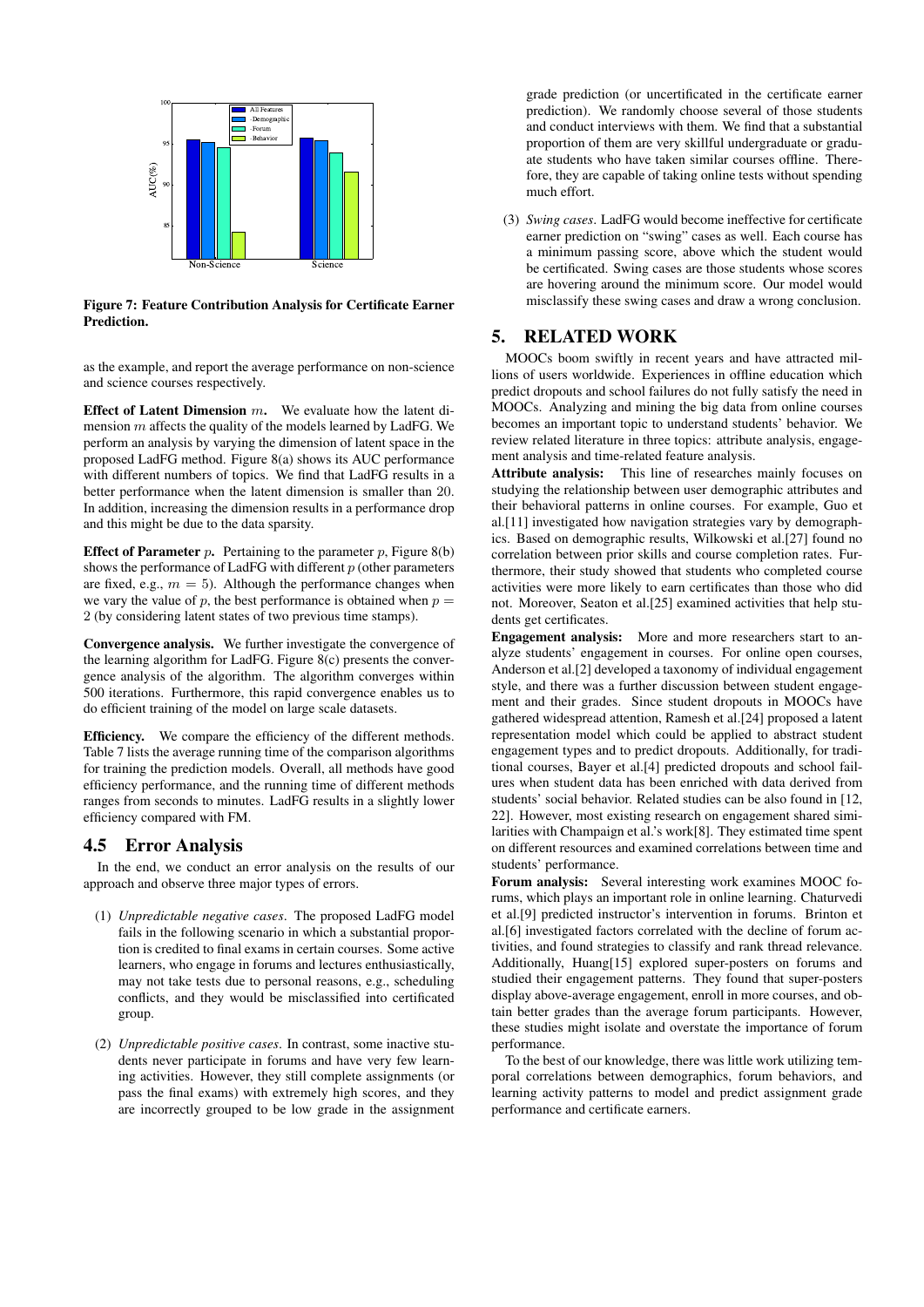Figure 7: Feature Contribution Analysis for Certificate Earner Prediction.

as the example, and report the average performance on non-science and science courses respectively.

**Effect of Latent Dimension** $m$**.** We evaluate how the latent dimension $m$ affects the quality of the models learned by LadFG. We perform an analysis by varying the dimension of latent space in the proposed LadFG method. Figure 8(a) shows its AUC performance with different numbers of topics. We find that LadFG results in a better performance when the latent dimension is smaller than 20. In addition, increasing the dimension results in a performance drop and this might be due to the data sparsity.

**Effect of Parameter** $p$**.** Pertaining to the parameter $p$, Figure 8(b) shows the performance of LadFG with different $p$ (other parameters are fixed, e.g., $m = 5$). Although the performance changes when we vary the value of $p$, the best performance is obtained when $p = 2$ (by considering latent states of two previous time stamps).

**Convergence analysis.** We further investigate the convergence of the learning algorithm for LadFG. Figure 8(c) presents the convergence analysis of the algorithm. The algorithm converges within 500 iterations. Furthermore, this rapid convergence enables us to do efficient training of the model on large scale datasets.

**Efficiency.** We compare the efficiency of the different methods. Table 7 lists the average running time of the comparison algorithms for training the prediction models. Overall, all methods have good efficiency performance, and the running time of different methods ranges from seconds to minutes. LadFG results in a slightly lower efficiency compared with FM.

## 4.5 Error Analysis

In the end, we conduct an error analysis on the results of our approach and observe three major types of errors.

(1) *Unpredictable negative cases*. The proposed LadFG model fails in the following scenario in which a substantial proportion is credited to final exams in certain courses. Some active learners, who engage in forums and lectures enthusiastically, may not take tests due to personal reasons, e.g., scheduling conflicts, and they would be misclassified into certificated group.

(2) *Unpredictable positive cases*. In contrast, some inactive students never participate in forums and have very few learning activities. However, they still complete assignments (or pass the final exams) with extremely high scores, and they are incorrectly grouped to be low grade in the assignment grade prediction (or uncertificated in the certificate earner prediction). We randomly choose several of those students and conduct interviews with them. We find that a substantial proportion of them are very skillful undergraduate or graduate students who have taken similar courses offline. Therefore, they are capable of taking online tests without spending much effort.

(3) *Swing cases*. LadFG would become ineffective for certificate earner prediction on "swing" cases as well. Each course has a minimum passing score, above which the student would be certificated. Swing cases are those students whose scores are hovering around the minimum score. Our model would misclassify these swing cases and draw a wrong conclusion.

# 5. RELATED WORK

MOOCs boom swiftly in recent years and have attracted millions of users worldwide. Experiences in offline education which predict dropouts and school failures do not fully satisfy the need in MOOCs. Analyzing and mining the big data from online courses becomes an important topic to understand students' behavior. We review related literature in three topics: attribute analysis, engagement analysis and time-related feature analysis.

**Attribute analysis:** This line of researches mainly focuses on studying the relationship between user demographic attributes and their behavioral patterns in online courses. For example, Guo et al.[11] investigated how navigation strategies vary by demographics. Based on demographic results, Wilkowski et al.[27] found no correlation between prior skills and course completion rates. Furthermore, their study showed that students who completed course activities were more likely to earn certificates than those who did not. Moreover, Seaton et al.[25] examined activities that help students get certificates.

**Engagement analysis:** More and more researchers start to analyze students' engagement in courses. For online open courses, Anderson et al.[2] developed a taxonomy of individual engagement style, and there was a further discussion between student engagement and their grades. Since student dropouts in MOOCs have gathered widespread attention, Ramesh et al.[24] proposed a latent representation model which could be applied to abstract student engagement types and to predict dropouts. Additionally, for traditional courses, Bayer et al.[4] predicted dropouts and school failures when student data has been enriched with data derived from students' social behavior. Related studies can be also found in [12, 22]. However, most existing research on engagement shared similarities with Champaign et al.'s work[8]. They estimated time spent on different resources and examined correlations between time and students' performance.

**Forum analysis:** Several interesting work examines MOOC forums, which plays an important role in online learning. Chaturvedi et al.[9] predicted instructor's intervention in forums. Brinton et al.[6] investigated factors correlated with the decline of forum activities, and found strategies to classify and rank thread relevance. Additionally, Huang[15] explored super-posters on forums and studied their engagement patterns. They found that super-posters display above-average engagement, enroll in more courses, and obtain better grades than the average forum participants. However, these studies might isolate and overstate the importance of forum performance.

To the best of our knowledge, there was little work utilizing temporal correlations between demographics, forum behaviors, and learning activity patterns to model and predict assignment grade performance and certificate earners.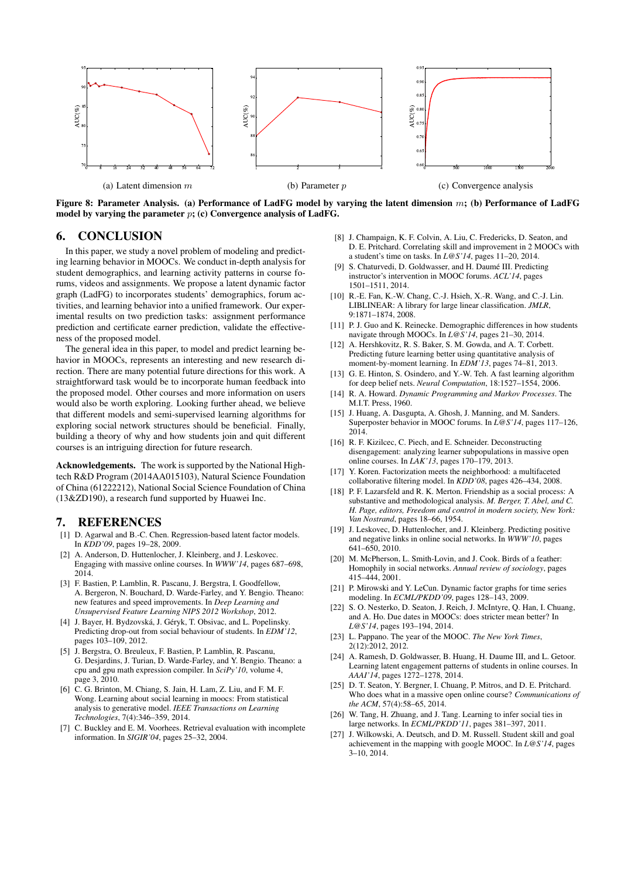95
90
85
80
75
70
AUC(%)
0 8 16 24 32 40 48 56 64 72

(a) Latent dimension $m$

94
92
90
88
86
AUC(%)
1 2 3 4

(b) Parameter $p$

0.95
0.90
0.85
0.80
0.75
0.70
0.65
0.60
AUC(%)
0 500 1000 1500 2000

(c) Convergence analysis

**Figure 8: Parameter Analysis. (a) Performance of LadFG model by varying the latent dimension $m$; (b) Performance of LadFG model by varying the parameter $p$; (c) Convergence analysis of LadFG.**

## 6. CONCLUSION

In this paper, we study a novel problem of modeling and predicting learning behavior in MOOCs. We conduct in-depth analysis for student demographics, and learning activity patterns in course forums, videos and assignments. We propose a latent dynamic factor graph (LadFG) to incorporates students' demographics, forum activities, and learning behavior into a unified framework. Our experimental results on two prediction tasks: assignment performance prediction and certificate earner prediction, validate the effectiveness of the proposed model.

The general idea in this paper, to model and predict learning behavior in MOOCs, represents an interesting and new research direction. There are many potential future directions for this work. A straightforward task would be to incorporate human feedback into the proposed model. Other courses and more information on users would also be worth exploring. Looking further ahead, we believe that different models and semi-supervised learning algorithms for exploring social network structures should be beneficial. Finally, building a theory of why and how students join and quit different courses is an intriguing direction for future research.

**Acknowledgements.** The work is supported by the National High-tech R&D Program (2014AA015103), Natural Science Foundation of China (61222212), National Social Science Foundation of China (13&ZD190), a research fund supported by Huawei Inc.

## 7. REFERENCES

[1] D. Agarwal and B.-C. Chen. Regression-based latent factor models. In *KDD'09*, pages 19–28, 2009.

[2] A. Anderson, D. Huttenlocher, J. Kleinberg, and J. Leskovec. Engaging with massive online courses. In *WWW'14*, pages 687–698, 2014.

[3] F. Bastien, P. Lamblin, R. Pascanu, J. Bergstra, I. Goodfellow, A. Bergeron, N. Bouchard, D. Warde-Farley, and Y. Bengio. Theano: new features and speed improvements. In *Deep Learning and Unsupervised Feature Learning NIPS 2012 Workshop*, 2012.

[4] J. Bayer, H. Bydzovská, J. Géryk, T. Obsivac, and L. Popelinsky. Predicting drop-out from social behaviour of students. In *EDM'12*, pages 103–109, 2012.

[5] J. Bergstra, O. Breuleux, F. Bastien, P. Lamblin, R. Pascanu, G. Desjardins, J. Turian, D. Warde-Farley, and Y. Bengio. Theano: a cpu and gpu math expression compiler. In *SciPy'10*, volume 4, page 3, 2010.

[6] C. G. Brinton, M. Chiang, S. Jain, H. Lam, Z. Liu, and F. M. F. Wong. Learning about social learning in moocs: From statistical analysis to generative model. *IEEE Transactions on Learning Technologies*, 7(4):346–359, 2014.

[7] C. Buckley and E. M. Voorhees. Retrieval evaluation with incomplete information. In *SIGIR'04*, pages 25–32, 2004.

[8] J. Champaign, K. F. Colvin, A. Liu, C. Fredericks, D. Seaton, and D. E. Pritchard. Correlating skill and improvement in 2 MOOCs with a student's time on tasks. In *L@S'14*, pages 11–20, 2014.

[9] S. Chaturvedi, D. Goldwasser, and H. Daumé III. Predicting instructor's intervention in MOOC forums. *ACL'14*, pages 1501–1511, 2014.

[10] R.-E. Fan, K.-W. Chang, C.-J. Hsieh, X.-R. Wang, and C.-J. Lin. LIBLINEAR: A library for large linear classification. *JMLR*, 9:1871–1874, 2008.

[11] P. J. Guo and K. Reinecke. Demographic differences in how students navigate through MOOCs. In *L@S'14*, pages 21–30, 2014.

[12] A. Hershkovitz, R. S. Baker, S. M. Gowda, and A. T. Corbett. Predicting future learning better using quantitative analysis of moment-by-moment learning. In *EDM'13*, pages 74–81, 2013.

[13] G. E. Hinton, S. Osindero, and Y.-W. Teh. A fast learning algorithm for deep belief nets. *Neural Computation*, 18:1527–1554, 2006.

[14] R. A. Howard. *Dynamic Programming and Markov Processes*. The M.I.T. Press, 1960.

[15] J. Huang, A. Dasgupta, A. Ghosh, J. Manning, and M. Sanders. Superposter behavior in MOOC forums. In *L@S'14*, pages 117–126, 2014.

[16] R. F. Kizilcec, C. Piech, and E. Schneider. Deconstructing disengagement: analyzing learner subpopulations in massive open online courses. In *LAK'13*, pages 170–179, 2013.

[17] Y. Koren. Factorization meets the neighborhood: a multifaceted collaborative filtering model. In *KDD'08*, pages 426–434, 2008.

[18] P. F. Lazarsfeld and R. K. Merton. Friendship as a social process: A substantive and methodological analysis. *M. Berger, T. Abel, and C. H. Page, editors, Freedom and control in modern society, New York: Van Nostrand*, pages 18–66, 1954.

[19] J. Leskovec, D. Huttenlocher, and J. Kleinberg. Predicting positive and negative links in online social networks. In *WWW'10*, pages 641–650, 2010.

[20] M. McPherson, L. Smith-Lovin, and J. Cook. Birds of a feather: Homophily in social networks. *Annual review of sociology*, pages 415–444, 2001.

[21] P. Mirowski and Y. LeCun. Dynamic factor graphs for time series modeling. In *ECML/PKDD'09*, pages 128–143, 2009.

[22] S. O. Nesterko, D. Seaton, J. Reich, J. McIntyre, Q. Han, I. Chuang, and A. Ho. Due dates in MOOCs: does stricter mean better? In *L@S'14*, pages 193–194, 2014.

[23] L. Pappano. The year of the MOOC. *The New York Times*, 2(12):2012, 2012.

[24] A. Ramesh, D. Goldwasser, B. Huang, H. Daume III, and L. Getoor. Learning latent engagement patterns of students in online courses. In *AAAI'14*, pages 1272–1278, 2014.

[25] D. T. Seaton, Y. Bergner, I. Chuang, P. Mitros, and D. E. Pritchard. Who does what in a massive open online course? *Communications of the ACM*, 57(4):58–65, 2014.

[26] W. Tang, H. Zhuang, and J. Tang. Learning to infer social ties in large networks. In *ECML/PKDD'11*, pages 381–397, 2011.

[27] J. Wilkowski, A. Deutsch, and D. M. Russell. Student skill and goal achievement in the mapping with google MOOC. In *L@S'14*, pages 3–10, 2014.